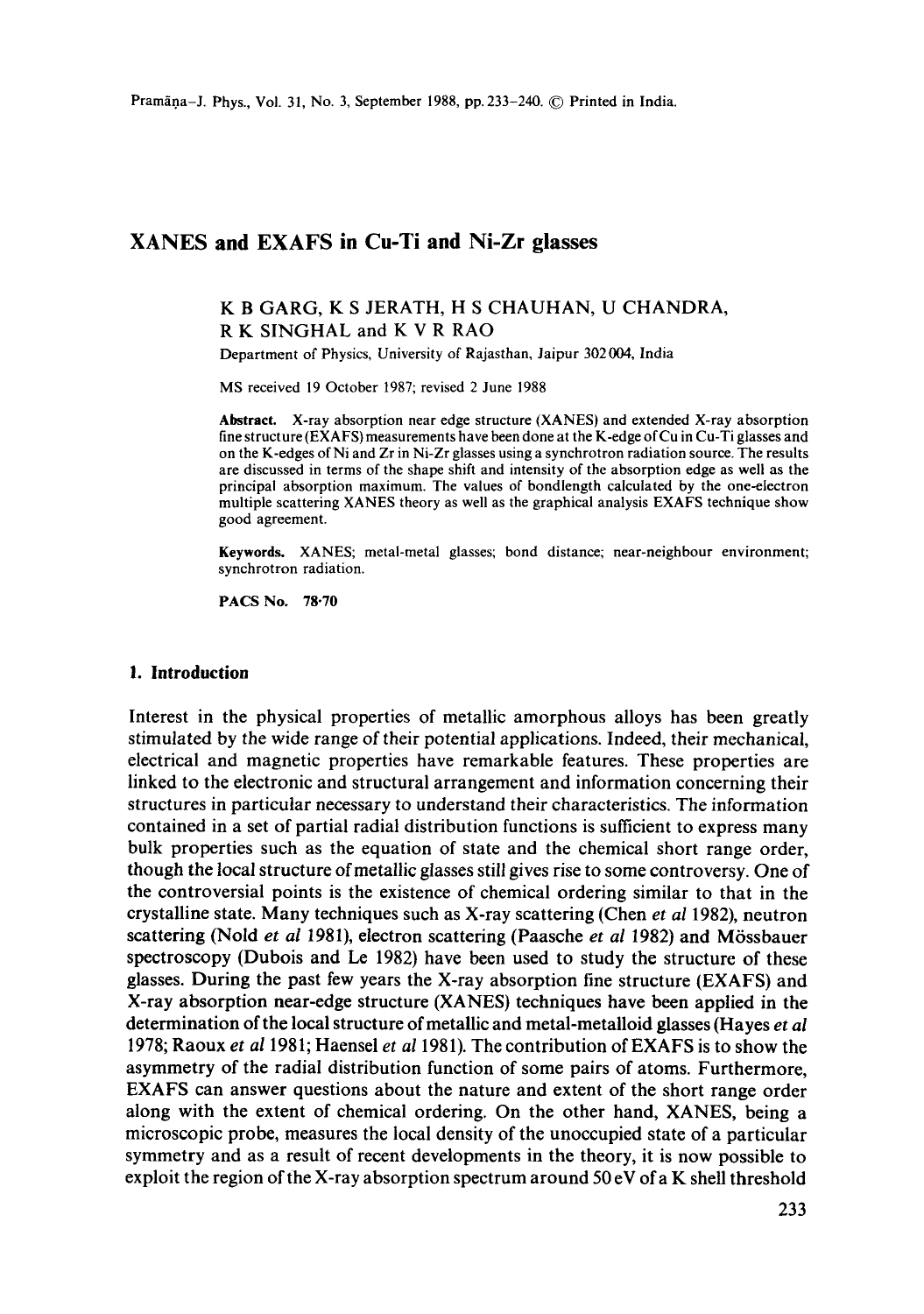# XANES and EXAFS in Cu-Ti and Ni-Zr glasses

K B GARG, K S JERATH, H S CHAUHAN, U CHANDRA, R K SINGHAL and K V R RAO

Department of Physics, University of Rajasthan, Jaipur 302 004, India

MS received 19 October 1987; revised 2 June 1988

**Abstract.** X-ray absorption near edge structure (XANES) and extended X-ray absorption fine structure (EXAFS) measurements have been done at the K-edge of Cu in Cu-Ti glasses and on the K-edges of Ni and Zr in Ni-Zr glasses using a synchrotron radiation source. The results are discussed in terms of the shape shift and intensity of the absorption edge as well as the principal absorption maximum. The values of bondlength calculated by the one-electron multiple scattering XANES theory as well as the graphical analysis EXAFS technique show good agreement.

**Keywords.** XANES; metal-metal glasses; bond distance; near-neighbour environment; synchrotron radiation.

**PACS No.** 78·70

## 1. Introduction

Interest in the physical properties of metallic amorphous alloys has been greatly stimulated by the wide range of their potential applications. Indeed, their mechanical, electrical and magnetic properties have remarkable features. These properties are linked to the electronic and structural arrangement and information concerning their structures in particular necessary to understand their characteristics. The information contained in a set of partial radial distribution functions is sufficient to express many bulk properties such as the equation of state and the chemical short range order, though the local structure of metallic glasses still gives rise to some controversy. One of the controversial points is the existence of chemical ordering similar to that in the crystalline state. Many techniques such as X-ray scattering (Chen *et al* 1982), neutron scattering (Nold *et al* 1981), electron scattering (Paasche *et al* 1982) and Mössbauer spectroscopy (Dubois and Le 1982) have been used to study the structure of these glasses. During the past few years the X-ray absorption fine structure (EXAFS) and X-ray absorption near-edge structure (XANES) techniques have been applied in the determination of the local structure of metallic and metal-metalloid glasses (Hayes *et al* 1978; Raoux *et al* 1981; Haensel *et al* 1981). The contribution of EXAFS is to show the asymmetry of the radial distribution function of some pairs of atoms. Furthermore, EXAFS can answer questions about the nature and extent of the short range order along with the extent of chemical ordering. On the other hand, XANES, being a microscopic probe, measures the local density of the unoccupied state of a particular symmetry and as a result of recent developments in the theory, it is now possible to exploit the region of the X-ray absorption spectrum around 50 eV of a K shell threshold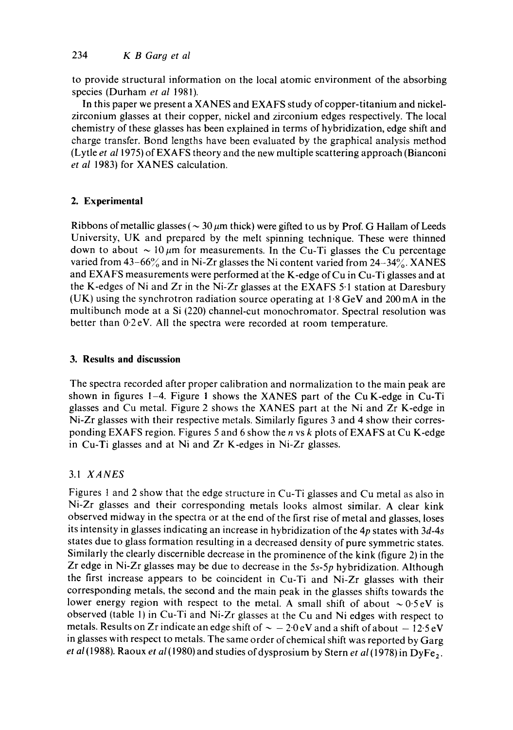to provide structural information on the local atomic environment of the absorbing species (Durham *et al* 1981).

In this paper we present a XANES and EXAFS study of copper-titanium and nickel-zirconium glasses at their copper, nickel and zirconium edges respectively. The local chemistry of these glasses has been explained in terms of hybridization, edge shift and charge transfer. Bond lengths have been evaluated by the graphical analysis method (Lytle *et al* 1975) of EXAFS theory and the new multiple scattering approach (Bianconi *et al* 1983) for XANES calculation.

## 2. Experimental

Ribbons of metallic glasses ($\sim 30\,\mu$m thick) were gifted to us by Prof. G Hallam of Leeds University, UK and prepared by the melt spinning technique. These were thinned down to about $\sim 10\,\mu$m for measurements. In the Cu-Ti glasses the Cu percentage varied from 43–66% and in Ni-Zr glasses the Ni content varied from 24–34%. XANES and EXAFS measurements were performed at the K-edge of Cu in Cu-Ti glasses and at the K-edges of Ni and Zr in the Ni-Zr glasses at the EXAFS 5·1 station at Daresbury (UK) using the synchrotron radiation source operating at 1·8 GeV and 200 mA in the multibunch mode at a Si (220) channel-cut monochromator. Spectral resolution was better than 0·2 eV. All the spectra were recorded at room temperature.

## 3. Results and discussion

The spectra recorded after proper calibration and normalization to the main peak are shown in figures 1–4. Figure 1 shows the XANES part of the Cu K-edge in Cu-Ti glasses and Cu metal. Figure 2 shows the XANES part at the Ni and Zr K-edge in Ni-Zr glasses with their respective metals. Similarly figures 3 and 4 show their corresponding EXAFS region. Figures 5 and 6 show the $n$ vs $k$ plots of EXAFS at Cu K-edge in Cu-Ti glasses and at Ni and Zr K-edges in Ni-Zr glasses.

### 3.1 *XANES*

Figures 1 and 2 show that the edge structure in Cu-Ti glasses and Cu metal as also in Ni-Zr glasses and their corresponding metals looks almost similar. A clear kink observed midway in the spectra or at the end of the first rise of metal and glasses, loses its intensity in glasses indicating an increase in hybridization of the $4p$ states with $3d$-$4s$ states due to glass formation resulting in a decreased density of pure symmetric states. Similarly the clearly discernible decrease in the prominence of the kink (figure 2) in the Zr edge in Ni-Zr glasses may be due to decrease in the $5s$-$5p$ hybridization. Although the first increase appears to be coincident in Cu-Ti and Ni-Zr glasses with their corresponding metals, the second and the main peak in the glasses shifts towards the lower energy region with respect to the metal. A small shift of about $\sim 0{\cdot}5$ eV is observed (table 1) in Cu-Ti and Ni-Zr glasses at the Cu and Ni edges with respect to metals. Results on Zr indicate an edge shift of $\sim -2{\cdot}0$ eV and a shift of about $-12{\cdot}5$ eV in glasses with respect to metals. The same order of chemical shift was reported by Garg *et al* (1988). Raoux *et al* (1980) and studies of dysprosium by Stern *et al* (1978) in $DyFe_2$.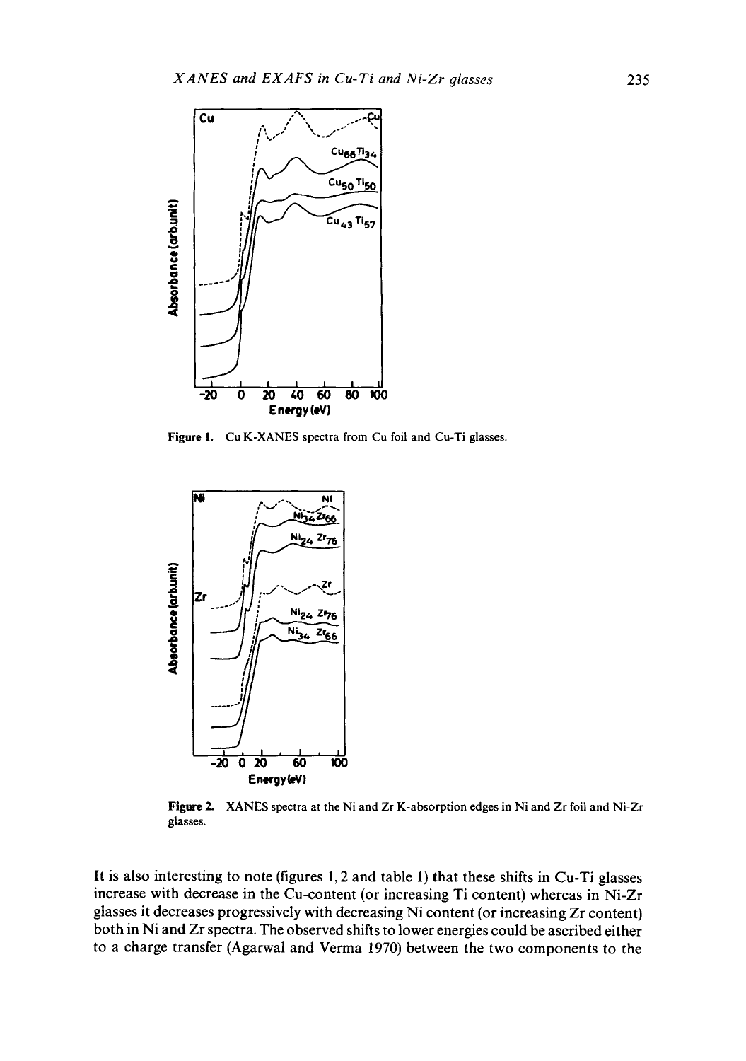Figure 1. Cu K-XANES spectra from Cu foil and Cu-Ti glasses.

Figure 2. XANES spectra at the Ni and Zr K-absorption edges in Ni and Zr foil and Ni-Zr glasses.

It is also interesting to note (figures 1, 2 and table 1) that these shifts in Cu-Ti glasses increase with decrease in the Cu-content (or increasing Ti content) whereas in Ni-Zr glasses it decreases progressively with decreasing Ni content (or increasing Zr content) both in Ni and Zr spectra. The observed shifts to lower energies could be ascribed either to a charge transfer (Agarwal and Verma 1970) between the two components to the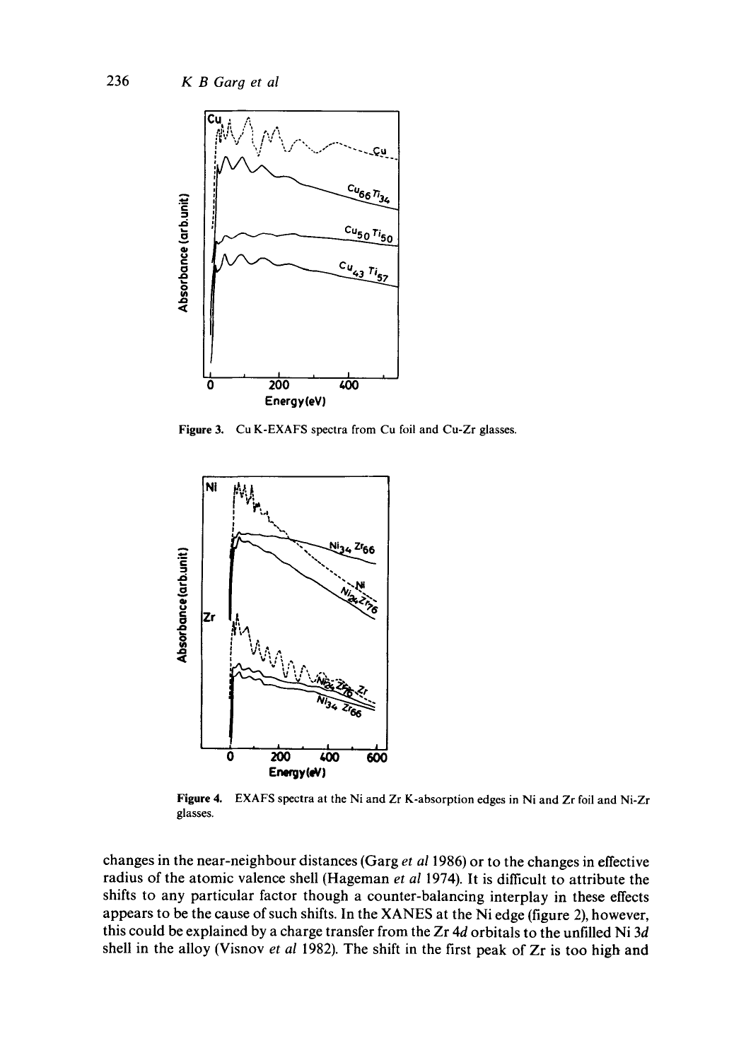Figure 3. Cu K-EXAFS spectra from Cu foil and Cu-Zr glasses.

Figure 4. EXAFS spectra at the Ni and Zr K-absorption edges in Ni and Zr foil and Ni-Zr glasses.

changes in the near-neighbour distances (Garg *et al* 1986) or to the changes in effective radius of the atomic valence shell (Hageman *et al* 1974). It is difficult to attribute the shifts to any particular factor though a counter-balancing interplay in these effects appears to be the cause of such shifts. In the XANES at the Ni edge (figure 2), however, this could be explained by a charge transfer from the Zr 4*d* orbitals to the unfilled Ni 3*d* shell in the alloy (Visnov *et al* 1982). The shift in the first peak of Zr is too high and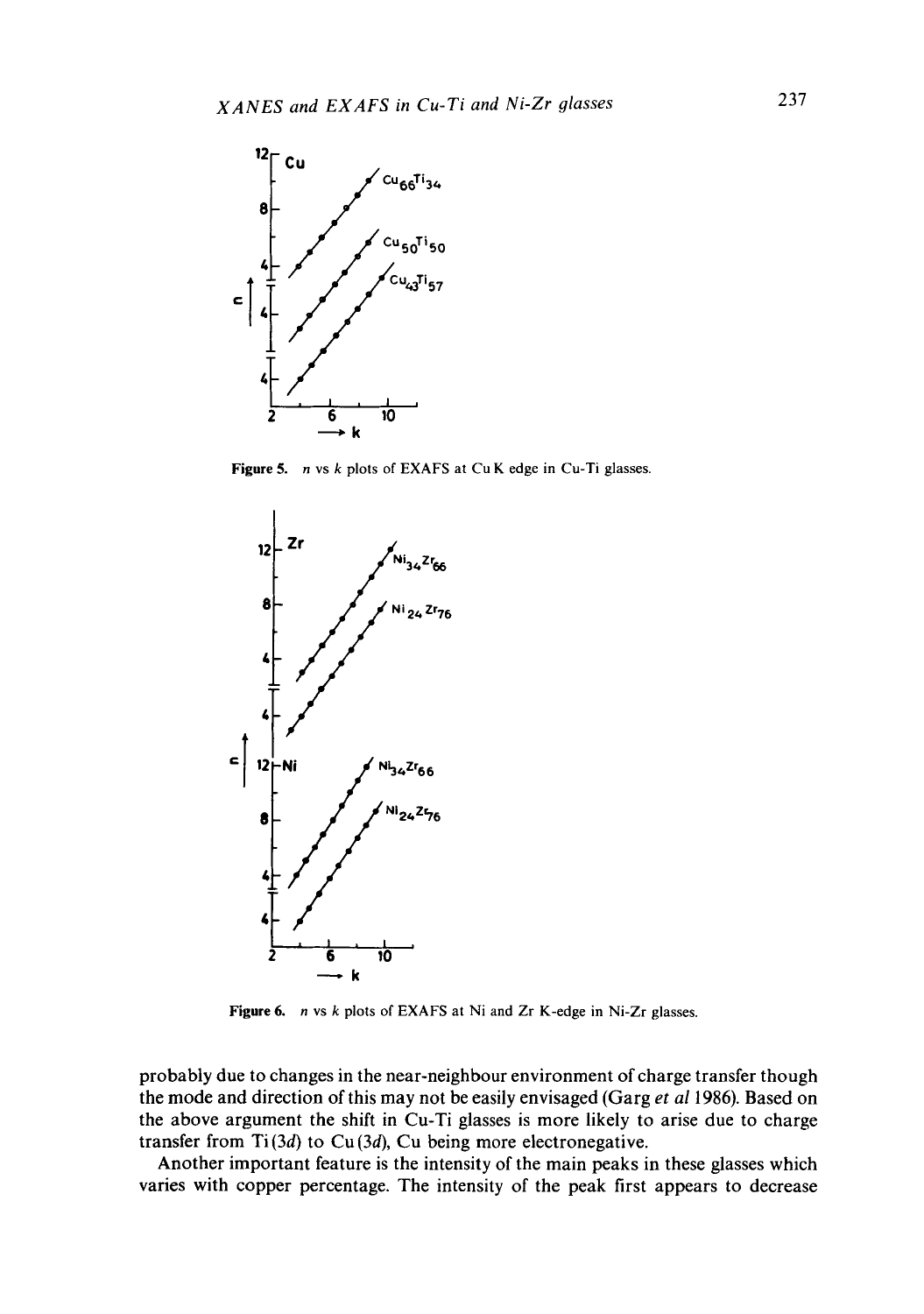**Figure 5.** $n$ vs $k$ plots of EXAFS at Cu K edge in Cu-Ti glasses.

**Figure 6.** $n$ vs $k$ plots of EXAFS at Ni and Zr K-edge in Ni-Zr glasses.

probably due to changes in the near-neighbour environment of charge transfer though the mode and direction of this may not be easily envisaged (Garg *et al* 1986). Based on the above argument the shift in Cu-Ti glasses is more likely to arise due to charge transfer from Ti($3d$) to Cu($3d$), Cu being more electronegative.

Another important feature is the intensity of the main peaks in these glasses which varies with copper percentage. The intensity of the peak first appears to decrease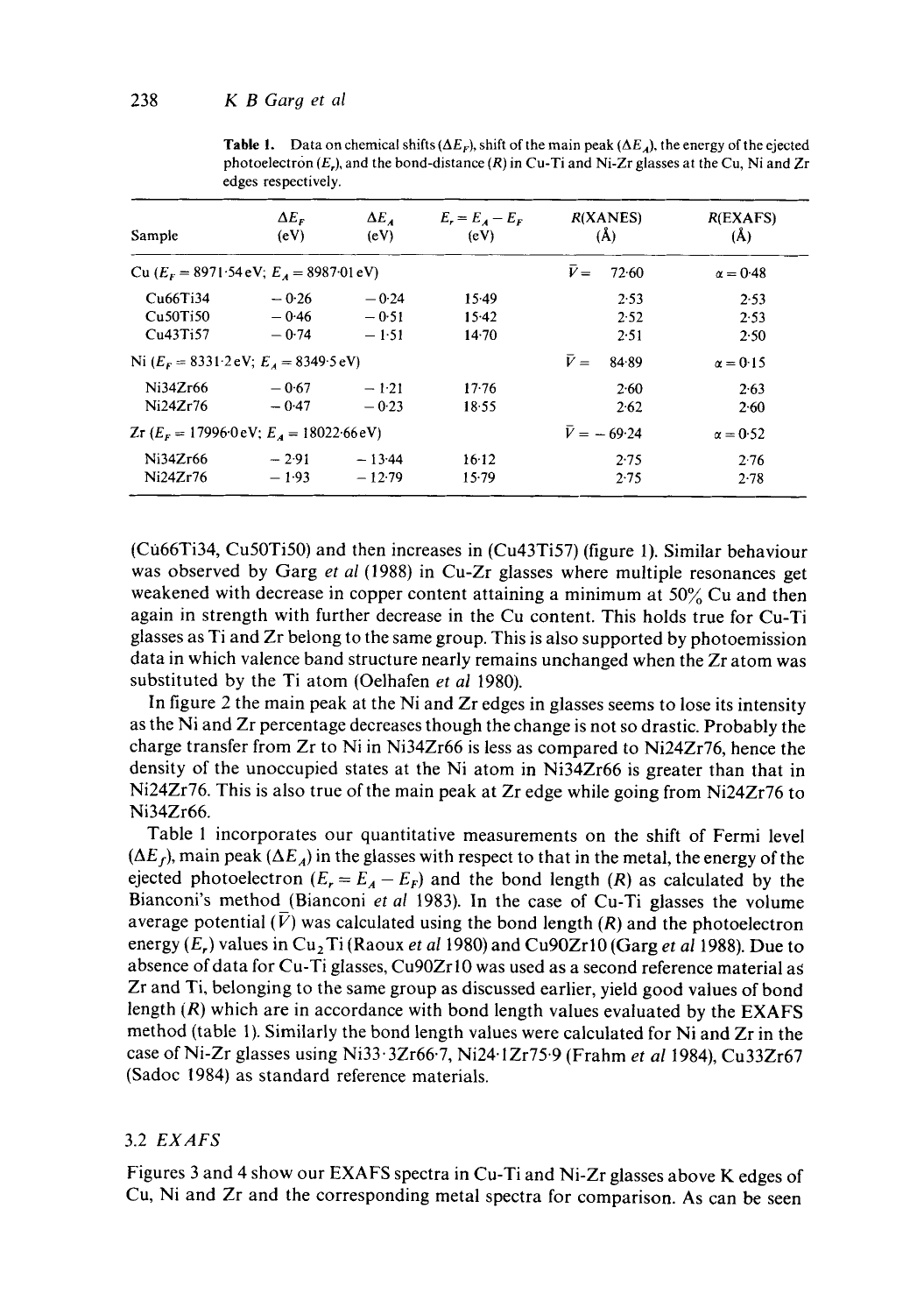**Table 1.** Data on chemical shifts ($\Delta E_F$), shift of the main peak ($\Delta E_A$), the energy of the ejected photoelectron ($E_r$), and the bond-distance ($R$) in Cu-Ti and Ni-Zr glasses at the Cu, Ni and Zr edges respectively.

| Sample | $\Delta E_F$ (eV) | $\Delta E_A$ (eV) | $E_r = E_A - E_F$ (eV) | $R$(XANES) (Å) | $R$(EXAFS) (Å) |
|---|---|---|---|---|---|
| Cu ($E_F = 8971{\cdot}54$ eV; $E_A = 8987{\cdot}01$ eV) | | | | $\bar{V} =$ 72·60 | $\alpha = 0{\cdot}48$ |
| Cu66Ti34 | − 0·26 | − 0·24 | 15·49 | 2·53 | 2·53 |
| Cu50Ti50 | − 0·46 | − 0·51 | 15·42 | 2·52 | 2·53 |
| Cu43Ti57 | − 0·74 | − 1·51 | 14·70 | 2·51 | 2·50 |
| Ni ($E_F = 8331{\cdot}2$ eV; $E_A = 8349{\cdot}5$ eV) | | | | $\bar{V} =$ 84·89 | $\alpha = 0{\cdot}15$ |
| Ni34Zr66 | − 0·67 | − 1·21 | 17·76 | 2·60 | 2·63 |
| Ni24Zr76 | − 0·47 | − 0·23 | 18·55 | 2·62 | 2·60 |
| Zr ($E_F = 17996{\cdot}0$ eV; $E_A = 18022{\cdot}66$ eV) | | | | $\bar{V} = -$ 69·24 | $\alpha = 0{\cdot}52$ |
| Ni34Zr66 | − 2·91 | − 13·44 | 16·12 | 2·75 | 2·76 |
| Ni24Zr76 | − 1·93 | − 12·79 | 15·79 | 2·75 | 2·78 |

(Cu66Ti34, Cu50Ti50) and then increases in (Cu43Ti57) (figure 1). Similar behaviour was observed by Garg *et al* (1988) in Cu-Zr glasses where multiple resonances get weakened with decrease in copper content attaining a minimum at 50% Cu and then again in strength with further decrease in the Cu content. This holds true for Cu-Ti glasses as Ti and Zr belong to the same group. This is also supported by photoemission data in which valence band structure nearly remains unchanged when the Zr atom was substituted by the Ti atom (Oelhafen *et al* 1980).

In figure 2 the main peak at the Ni and Zr edges in glasses seems to lose its intensity as the Ni and Zr percentage decreases though the change is not so drastic. Probably the charge transfer from Zr to Ni in Ni34Zr66 is less as compared to Ni24Zr76, hence the density of the unoccupied states at the Ni atom in Ni34Zr66 is greater than that in Ni24Zr76. This is also true of the main peak at Zr edge while going from Ni24Zr76 to Ni34Zr66.

Table 1 incorporates our quantitative measurements on the shift of Fermi level ($\Delta E_f$), main peak ($\Delta E_A$) in the glasses with respect to that in the metal, the energy of the ejected photoelectron ($E_r = E_A - E_F$) and the bond length ($R$) as calculated by the Bianconi's method (Bianconi *et al* 1983). In the case of Cu-Ti glasses the volume average potential ($\bar{V}$) was calculated using the bond length ($R$) and the photoelectron energy ($E_r$) values in $Cu_2Ti$ (Raoux *et al* 1980) and Cu90Zr10 (Garg *et al* 1988). Due to absence of data for Cu-Ti glasses, Cu90Zr10 was used as a second reference material as Zr and Ti, belonging to the same group as discussed earlier, yield good values of bond length ($R$) which are in accordance with bond length values evaluated by the EXAFS method (table 1). Similarly the bond length values were calculated for Ni and Zr in the case of Ni-Zr glasses using Ni33·3Zr66·7, Ni24·1Zr75·9 (Frahm *et al* 1984), Cu33Zr67 (Sadoc 1984) as standard reference materials.

### 3.2 *EXAFS*

Figures 3 and 4 show our EXAFS spectra in Cu-Ti and Ni-Zr glasses above K edges of Cu, Ni and Zr and the corresponding metal spectra for comparison. As can be seen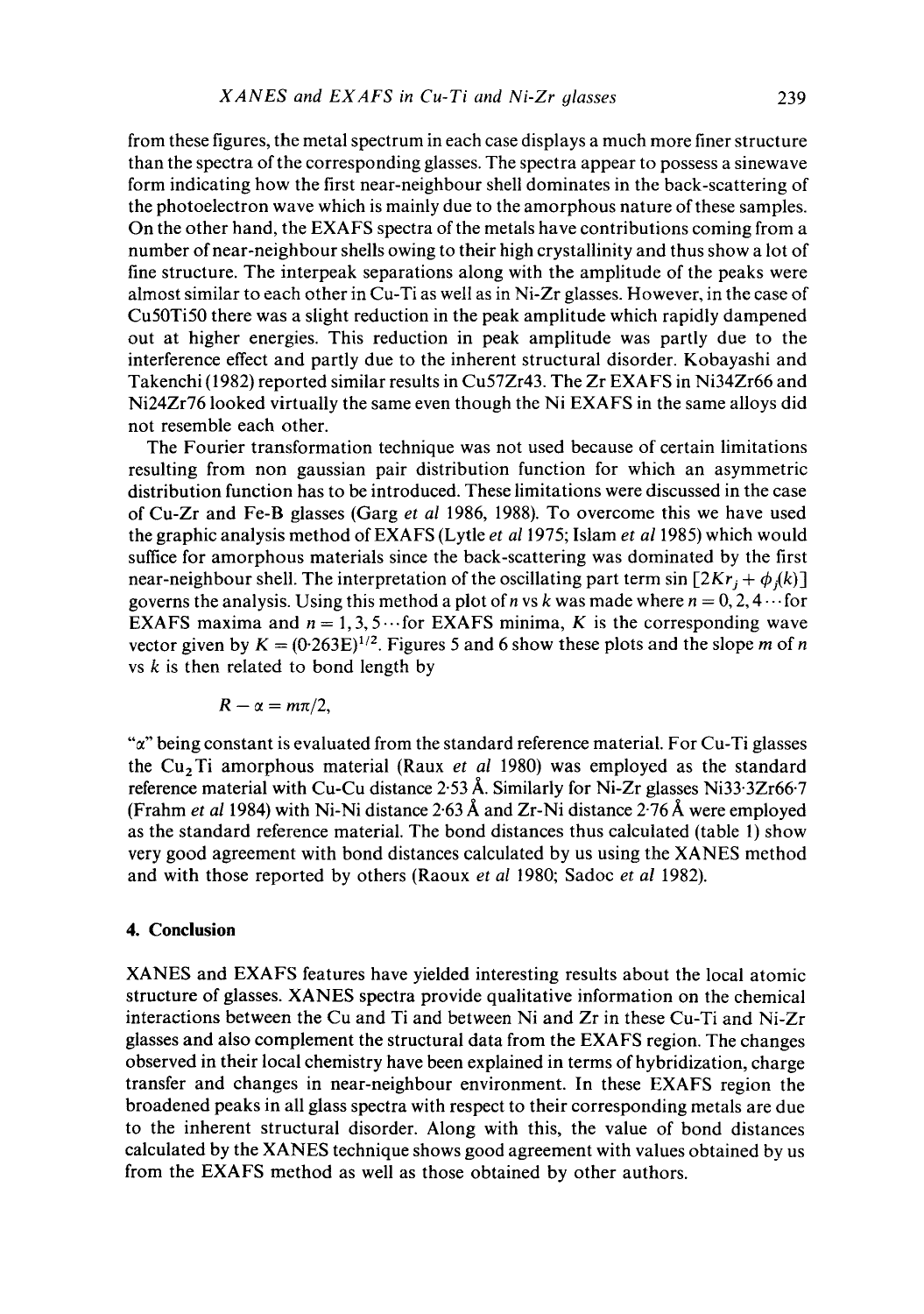from these figures, the metal spectrum in each case displays a much more finer structure than the spectra of the corresponding glasses. The spectra appear to possess a sinewave form indicating how the first near-neighbour shell dominates in the back-scattering of the photoelectron wave which is mainly due to the amorphous nature of these samples. On the other hand, the EXAFS spectra of the metals have contributions coming from a number of near-neighbour shells owing to their high crystallinity and thus show a lot of fine structure. The interpeak separations along with the amplitude of the peaks were almost similar to each other in Cu-Ti as well as in Ni-Zr glasses. However, in the case of Cu50Ti50 there was a slight reduction in the peak amplitude which rapidly dampened out at higher energies. This reduction in peak amplitude was partly due to the interference effect and partly due to the inherent structural disorder. Kobayashi and Takenchi (1982) reported similar results in Cu57Zr43. The Zr EXAFS in Ni34Zr66 and Ni24Zr76 looked virtually the same even though the Ni EXAFS in the same alloys did not resemble each other.

The Fourier transformation technique was not used because of certain limitations resulting from non gaussian pair distribution function for which an asymmetric distribution function has to be introduced. These limitations were discussed in the case of Cu-Zr and Fe-B glasses (Garg *et al* 1986, 1988). To overcome this we have used the graphic analysis method of EXAFS (Lytle *et al* 1975; Islam *et al* 1985) which would suffice for amorphous materials since the back-scattering was dominated by the first near-neighbour shell. The interpretation of the oscillating part term $\sin [2Kr_j + \phi_j(k)]$ governs the analysis. Using this method a plot of $n$ vs $k$ was made where $n = 0, 2, 4 \cdots$ for EXAFS maxima and $n = 1, 3, 5 \cdots$ for EXAFS minima, $K$ is the corresponding wave vector given by $K = (0{\cdot}263E)^{1/2}$. Figures 5 and 6 show these plots and the slope $m$ of $n$ vs $k$ is then related to bond length by

$$R - \alpha = m\pi/2,$$

"$\alpha$" being constant is evaluated from the standard reference material. For Cu-Ti glasses the $Cu_2Ti$ amorphous material (Raux *et al* 1980) was employed as the standard reference material with Cu-Cu distance 2·53 Å. Similarly for Ni-Zr glasses Ni33·3Zr66·7 (Frahm *et al* 1984) with Ni-Ni distance 2·63 Å and Zr-Ni distance 2·76 Å were employed as the standard reference material. The bond distances thus calculated (table 1) show very good agreement with bond distances calculated by us using the XANES method and with those reported by others (Raoux *et al* 1980; Sadoc *et al* 1982).

## 4. Conclusion

XANES and EXAFS features have yielded interesting results about the local atomic structure of glasses. XANES spectra provide qualitative information on the chemical interactions between the Cu and Ti and between Ni and Zr in these Cu-Ti and Ni-Zr glasses and also complement the structural data from the EXAFS region. The changes observed in their local chemistry have been explained in terms of hybridization, charge transfer and changes in near-neighbour environment. In these EXAFS region the broadened peaks in all glass spectra with respect to their corresponding metals are due to the inherent structural disorder. Along with this, the value of bond distances calculated by the XANES technique shows good agreement with values obtained by us from the EXAFS method as well as those obtained by other authors.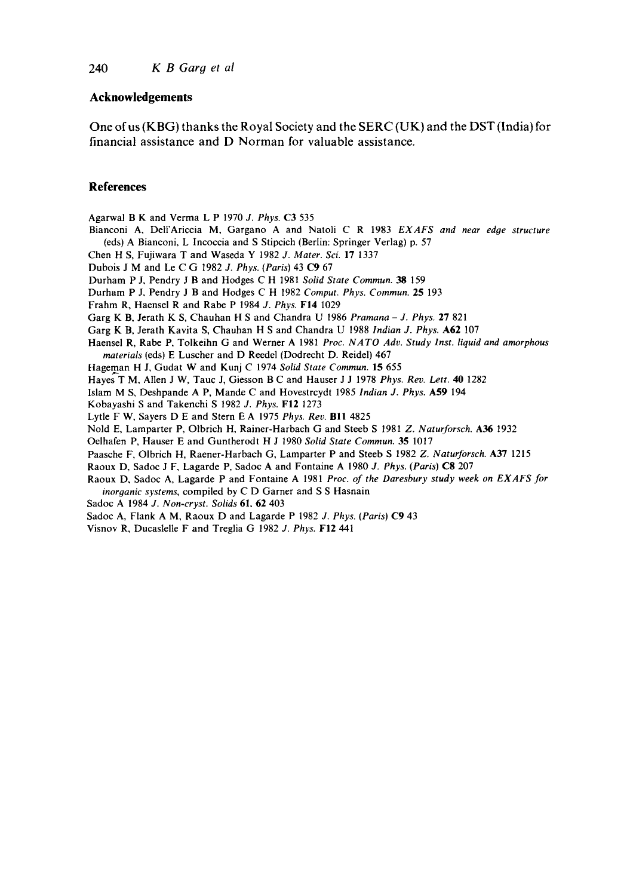## Acknowledgements

One of us (KBG) thanks the Royal Society and the SERC (UK) and the DST (India) for financial assistance and D Norman for valuable assistance.

## References

Agarwal B K and Verma L P 1970 *J. Phys.* **C3** 535

Bianconi A, Dell'Ariccia M, Gargano A and Natoli C R 1983 *EXAFS and near edge structure* (eds) A Bianconi, L Incoccia and S Stipcich (Berlin: Springer Verlag) p. 57

Chen H S, Fujiwara T and Waseda Y 1982 *J. Mater. Sci.* **17** 1337

Dubois J M and Le C G 1982 *J. Phys. (Paris)* 43 **C9** 67

Durham P J, Pendry J B and Hodges C H 1981 *Solid State Commun.* **38** 159

Durham P J, Pendry J B and Hodges C H 1982 *Comput. Phys. Commun.* **25** 193

Frahm R, Haensel R and Rabe P 1984 *J. Phys.* **F14** 1029

Garg K B, Jerath K S, Chauhan H S and Chandra U 1986 *Pramana – J. Phys.* **27** 821

Garg K B, Jerath Kavita S, Chauhan H S and Chandra U 1988 *Indian J. Phys.* **A62** 107

Haensel R, Rabe P, Tolkeihn G and Werner A 1981 *Proc. NATO Adv. Study Inst. liquid and amorphous materials* (eds) E Luscher and D Reedel (Dodrecht D. Reidel) 467

Hageman H J, Gudat W and Kunj C 1974 *Solid State Commun.* **15** 655

Hayes T M, Allen J W, Tauc J, Giesson B C and Hauser J J 1978 *Phys. Rev. Lett.* **40** 1282

Islam M S, Deshpande A P, Mande C and Hovestrcydt 1985 *Indian J. Phys.* **A59** 194

Kobayashi S and Takenchi S 1982 *J. Phys.* **F12** 1273

Lytle F W, Sayers D E and Stern E A 1975 *Phys. Rev.* **B11** 4825

Nold E, Lamparter P, Olbrich H, Rainer-Harbach G and Steeb S 1981 *Z. Naturforsch.* **A36** 1932

Oelhafen P, Hauser E and Guntherodt H J 1980 *Solid State Commun.* **35** 1017

Paasche F, Olbrich H, Raener-Harbach G, Lamparter P and Steeb S 1982 *Z. Naturforsch.* **A37** 1215

Raoux D, Sadoc J F, Lagarde P, Sadoc A and Fontaine A 1980 *J. Phys. (Paris)* **C8** 207

Raoux D, Sadoc A, Lagarde P and Fontaine A 1981 *Proc. of the Daresbury study week on EXAFS for inorganic systems*, compiled by C D Garner and S S Hasnain

Sadoc A 1984 *J. Non-cryst. Solids* **61, 62** 403

Sadoc A, Flank A M, Raoux D and Lagarde P 1982 *J. Phys. (Paris)* **C9** 43

Visnov R, Ducaslelle F and Treglia G 1982 *J. Phys.* **F12** 441